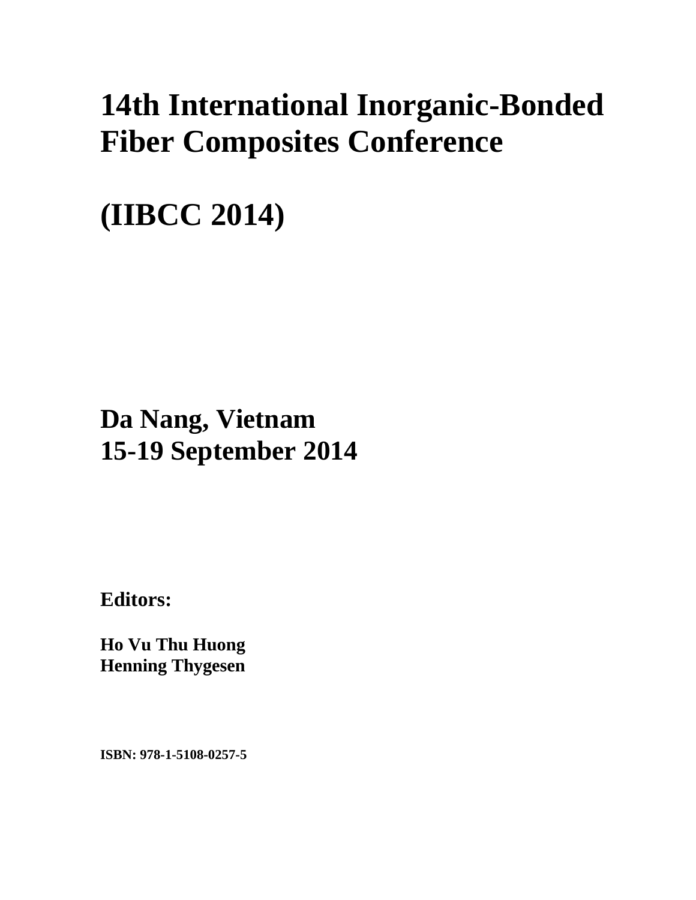# 14th International Inorganic-Bonded Fiber Composites Conference

# (IIBCC 2014)

## Da Nang, Vietnam
## 15-19 September 2014

**Editors:**

**Ho Vu Thu Huong**
**Henning Thygesen**

**ISBN: 978-1-5108-0257-5**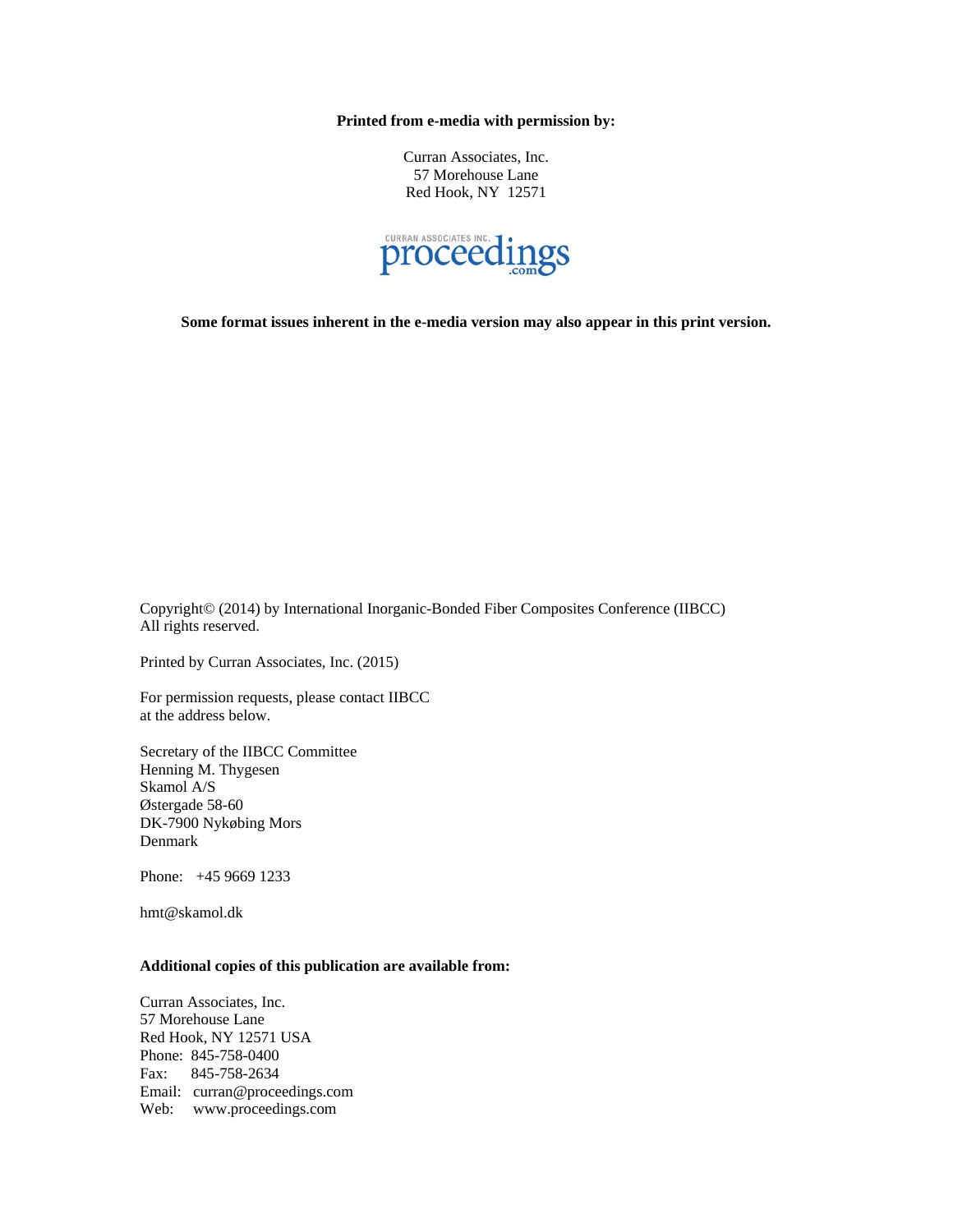**Printed from e-media with permission by:**

Curran Associates, Inc.
57 Morehouse Lane
Red Hook, NY 12571

**Some format issues inherent in the e-media version may also appear in this print version.**

Copyright© (2014) by International Inorganic-Bonded Fiber Composites Conference (IIBCC)
All rights reserved.

Printed by Curran Associates, Inc. (2015)

For permission requests, please contact IIBCC
at the address below.

Secretary of the IIBCC Committee
Henning M. Thygesen
Skamol A/S
Østergade 58-60
DK-7900 Nykøbing Mors
Denmark

Phone: +45 9669 1233

hmt@skamol.dk

**Additional copies of this publication are available from:**

Curran Associates, Inc.
57 Morehouse Lane
Red Hook, NY 12571 USA
Phone: 845-758-0400
Fax: 845-758-2634
Email: curran@proceedings.com
Web: www.proceedings.com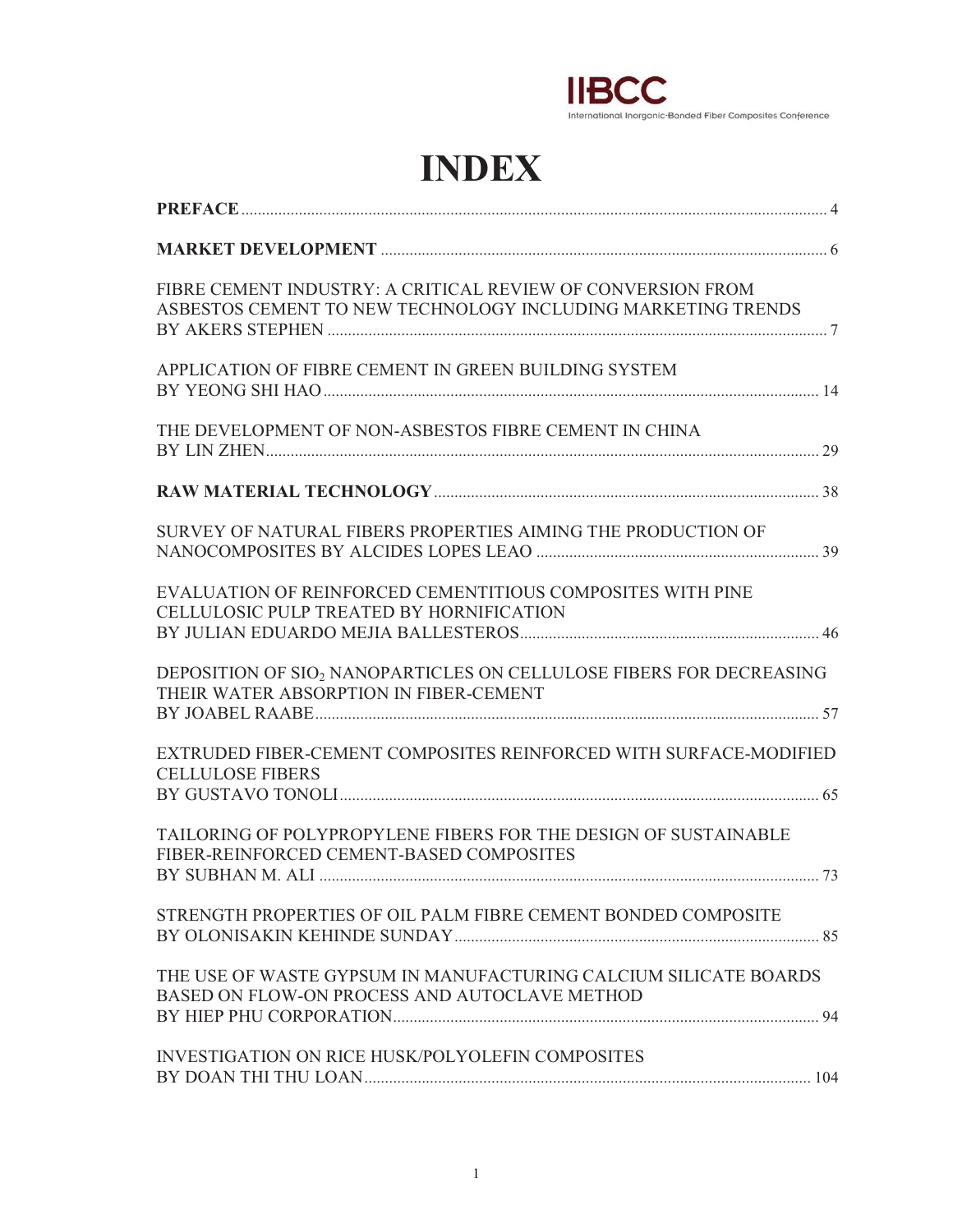IIBCC
International Inorganic-Bonded Fiber Composites Conference

# INDEX

**PREFACE** .......... 4

**MARKET DEVELOPMENT** .......... 6

FIBRE CEMENT INDUSTRY: A CRITICAL REVIEW OF CONVERSION FROM ASBESTOS CEMENT TO NEW TECHNOLOGY INCLUDING MARKETING TRENDS BY AKERS STEPHEN .......... 7

APPLICATION OF FIBRE CEMENT IN GREEN BUILDING SYSTEM BY YEONG SHI HAO .......... 14

THE DEVELOPMENT OF NON-ASBESTOS FIBRE CEMENT IN CHINA BY LIN ZHEN .......... 29

**RAW MATERIAL TECHNOLOGY** .......... 38

SURVEY OF NATURAL FIBERS PROPERTIES AIMING THE PRODUCTION OF NANOCOMPOSITES BY ALCIDES LOPES LEAO .......... 39

EVALUATION OF REINFORCED CEMENTITIOUS COMPOSITES WITH PINE CELLULOSIC PULP TREATED BY HORNIFICATION BY JULIAN EDUARDO MEJIA BALLESTEROS .......... 46

DEPOSITION OF $SIO_2$ NANOPARTICLES ON CELLULOSE FIBERS FOR DECREASING THEIR WATER ABSORPTION IN FIBER-CEMENT BY JOABEL RAABE .......... 57

EXTRUDED FIBER-CEMENT COMPOSITES REINFORCED WITH SURFACE-MODIFIED CELLULOSE FIBERS BY GUSTAVO TONOLI .......... 65

TAILORING OF POLYPROPYLENE FIBERS FOR THE DESIGN OF SUSTAINABLE FIBER-REINFORCED CEMENT-BASED COMPOSITES BY SUBHAN M. ALI .......... 73

STRENGTH PROPERTIES OF OIL PALM FIBRE CEMENT BONDED COMPOSITE BY OLONISAKIN KEHINDE SUNDAY .......... 85

THE USE OF WASTE GYPSUM IN MANUFACTURING CALCIUM SILICATE BOARDS BASED ON FLOW-ON PROCESS AND AUTOCLAVE METHOD BY HIEP PHU CORPORATION .......... 94

INVESTIGATION ON RICE HUSK/POLYOLEFIN COMPOSITES BY DOAN THI THU LOAN .......... 104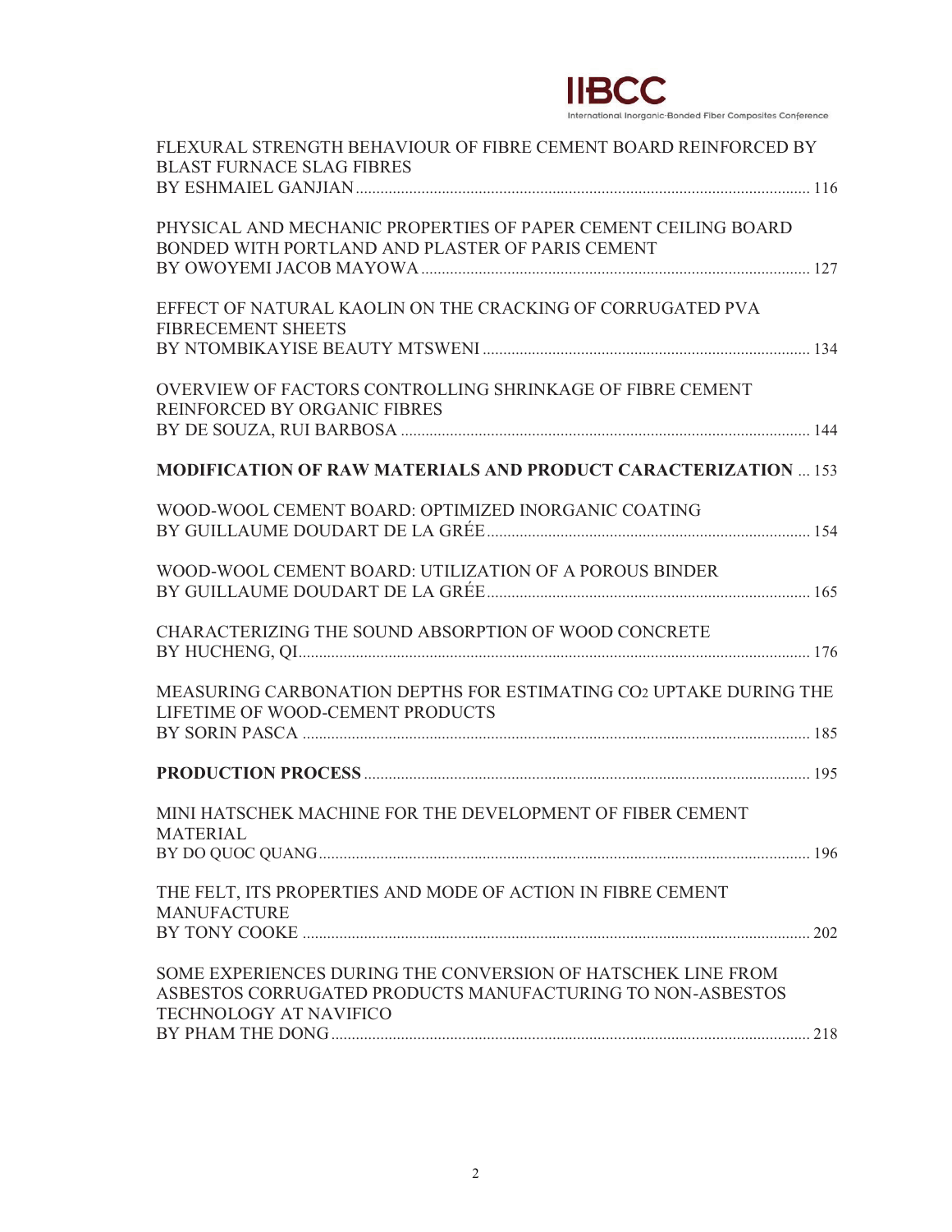FLEXURAL STRENGTH BEHAVIOUR OF FIBRE CEMENT BOARD REINFORCED BY BLAST FURNACE SLAG FIBRES
BY ESHMAIEL GANJIAN ........................................................................................................ 116

PHYSICAL AND MECHANIC PROPERTIES OF PAPER CEMENT CEILING BOARD BONDED WITH PORTLAND AND PLASTER OF PARIS CEMENT
BY OWOYEMI JACOB MAYOWA ........................................................................................ 127

EFFECT OF NATURAL KAOLIN ON THE CRACKING OF CORRUGATED PVA FIBRECEMENT SHEETS
BY NTOMBIKAYISE BEAUTY MTSWENI ............................................................................ 134

OVERVIEW OF FACTORS CONTROLLING SHRINKAGE OF FIBRE CEMENT REINFORCED BY ORGANIC FIBRES
BY DE SOUZA, RUI BARBOSA ............................................................................................. 144

**MODIFICATION OF RAW MATERIALS AND PRODUCT CARACTERIZATION** ... 153

WOOD-WOOL CEMENT BOARD: OPTIMIZED INORGANIC COATING
BY GUILLAUME DOUDART DE LA GRÉE ............................................................................ 154

WOOD-WOOL CEMENT BOARD: UTILIZATION OF A POROUS BINDER
BY GUILLAUME DOUDART DE LA GRÉE ............................................................................ 165

CHARACTERIZING THE SOUND ABSORPTION OF WOOD CONCRETE
BY HUCHENG, QI ................................................................................................................. 176

MEASURING CARBONATION DEPTHS FOR ESTIMATING $CO_2$ UPTAKE DURING THE LIFETIME OF WOOD-CEMENT PRODUCTS
BY SORIN PASCA ................................................................................................................. 185

**PRODUCTION PROCESS** ................................................................................................. 195

MINI HATSCHEK MACHINE FOR THE DEVELOPMENT OF FIBER CEMENT MATERIAL
BY DO QUOC QUANG ........................................................................................................... 196

THE FELT, ITS PROPERTIES AND MODE OF ACTION IN FIBRE CEMENT MANUFACTURE
BY TONY COOKE .................................................................................................................. 202

SOME EXPERIENCES DURING THE CONVERSION OF HATSCHEK LINE FROM ASBESTOS CORRUGATED PRODUCTS MANUFACTURING TO NON-ASBESTOS TECHNOLOGY AT NAVIFICO
BY PHAM THE DONG ............................................................................................................ 218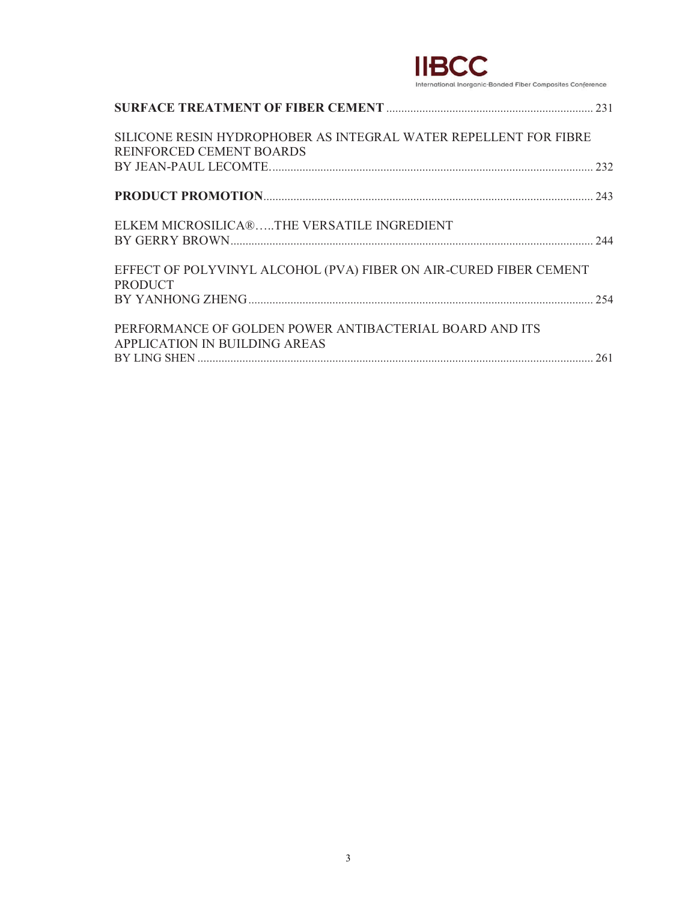**SURFACE TREATMENT OF FIBER CEMENT** ..................................................................... 231

SILICONE RESIN HYDROPHOBER AS INTEGRAL WATER REPELLENT FOR FIBRE REINFORCED CEMENT BOARDS
BY JEAN-PAUL LECOMTE............................................................................................................ 232

**PRODUCT PROMOTION**.............................................................................................................. 243

ELKEM MICROSILICA®…..THE VERSATILE INGREDIENT
BY GERRY BROWN......................................................................................................................... 244

EFFECT OF POLYVINYL ALCOHOL (PVA) FIBER ON AIR-CURED FIBER CEMENT PRODUCT
BY YANHONG ZHENG.................................................................................................................... 254

PERFORMANCE OF GOLDEN POWER ANTIBACTERIAL BOARD AND ITS APPLICATION IN BUILDING AREAS
BY LING SHEN ................................................................................................................................ 261